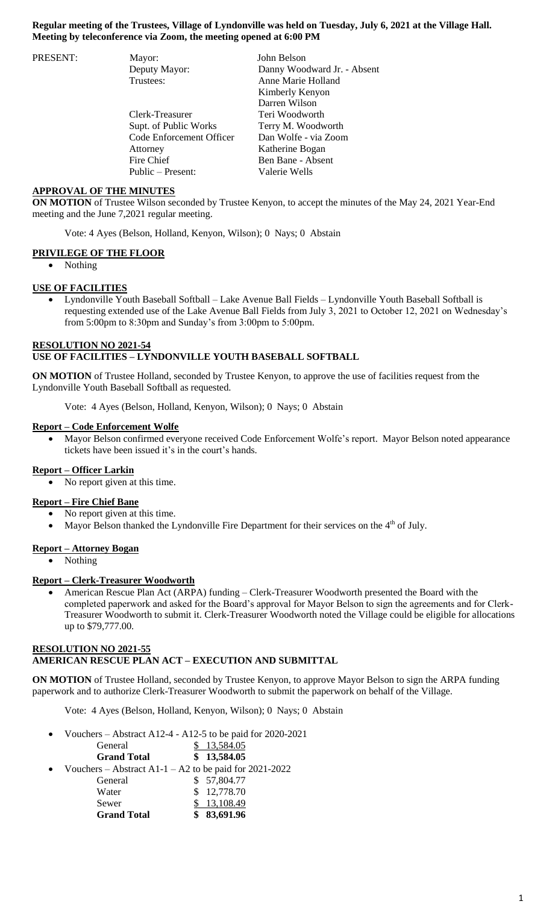**Regular meeting of the Trustees, Village of Lyndonville was held on Tuesday, July 6, 2021 at the Village Hall. Meeting by teleconference via Zoom, the meeting opened at 6:00 PM**

| PRESENT: | | |
|---|---|---|
| | Mayor: | John Belson |
| | Deputy Mayor: | Danny Woodward Jr. - Absent |
| | Trustees: | Anne Marie Holland |
| | | Kimberly Kenyon |
| | | Darren Wilson |
| | Clerk-Treasurer | Teri Woodworth |
| | Supt. of Public Works | Terry M. Woodworth |
| | Code Enforcement Officer | Dan Wolfe - via Zoom |
| | Attorney | Katherine Bogan |
| | Fire Chief | Ben Bane - Absent |
| | Public – Present: | Valerie Wells |

**APPROVAL OF THE MINUTES**

**ON MOTION** of Trustee Wilson seconded by Trustee Kenyon, to accept the minutes of the May 24, 2021 Year-End meeting and the June 7,2021 regular meeting.

Vote: 4 Ayes (Belson, Holland, Kenyon, Wilson); 0 Nays; 0 Abstain

**PRIVILEGE OF THE FLOOR**

- Nothing

**USE OF FACILITIES**

- Lyndonville Youth Baseball Softball – Lake Avenue Ball Fields – Lyndonville Youth Baseball Softball is requesting extended use of the Lake Avenue Ball Fields from July 3, 2021 to October 12, 2021 on Wednesday's from 5:00pm to 8:30pm and Sunday's from 3:00pm to 5:00pm.

**RESOLUTION NO 2021-54**
**USE OF FACILITIES – LYNDONVILLE YOUTH BASEBALL SOFTBALL**

**ON MOTION** of Trustee Holland, seconded by Trustee Kenyon, to approve the use of facilities request from the Lyndonville Youth Baseball Softball as requested.

Vote: 4 Ayes (Belson, Holland, Kenyon, Wilson); 0 Nays; 0 Abstain

**Report – Code Enforcement Wolfe**

- Mayor Belson confirmed everyone received Code Enforcement Wolfe's report. Mayor Belson noted appearance tickets have been issued it's in the court's hands.

**Report – Officer Larkin**

- No report given at this time.

**Report – Fire Chief Bane**

- No report given at this time.
- Mayor Belson thanked the Lyndonville Fire Department for their services on the 4th of July.

**Report – Attorney Bogan**

- Nothing

**Report – Clerk-Treasurer Woodworth**

- American Rescue Plan Act (ARPA) funding – Clerk-Treasurer Woodworth presented the Board with the completed paperwork and asked for the Board's approval for Mayor Belson to sign the agreements and for Clerk-Treasurer Woodworth to submit it. Clerk-Treasurer Woodworth noted the Village could be eligible for allocations up to $79,777.00.

**RESOLUTION NO 2021-55**
**AMERICAN RESCUE PLAN ACT – EXECUTION AND SUBMITTAL**

**ON MOTION** of Trustee Holland, seconded by Trustee Kenyon, to approve Mayor Belson to sign the ARPA funding paperwork and to authorize Clerk-Treasurer Woodworth to submit the paperwork on behalf of the Village.

Vote: 4 Ayes (Belson, Holland, Kenyon, Wilson); 0 Nays; 0 Abstain

- Vouchers – Abstract A12-4 - A12-5 to be paid for 2020-2021

| | |
|---|---|
| General | $ 13,584.05 |
| **Grand Total** | **$ 13,584.05** |

- Vouchers – Abstract A1-1 – A2 to be paid for 2021-2022

| | |
|---|---|
| General | $ 57,804.77 |
| Water | $ 12,778.70 |
| Sewer | $ 13,108.49 |
| **Grand Total** | **$ 83,691.96** |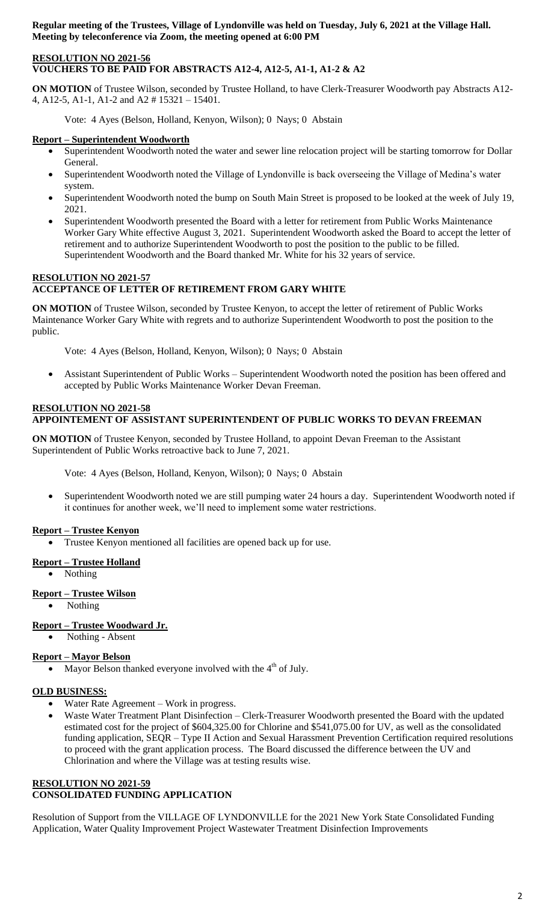**Regular meeting of the Trustees, Village of Lyndonville was held on Tuesday, July 6, 2021 at the Village Hall. Meeting by teleconference via Zoom, the meeting opened at 6:00 PM**

**RESOLUTION NO 2021-56**
**VOUCHERS TO BE PAID FOR ABSTRACTS A12-4, A12-5, A1-1, A1-2 & A2**

**ON MOTION** of Trustee Wilson, seconded by Trustee Holland, to have Clerk-Treasurer Woodworth pay Abstracts A12-4, A12-5, A1-1, A1-2 and A2 # 15321 – 15401.

Vote: 4 Ayes (Belson, Holland, Kenyon, Wilson); 0 Nays; 0 Abstain

**Report – Superintendent Woodworth**

- Superintendent Woodworth noted the water and sewer line relocation project will be starting tomorrow for Dollar General.
- Superintendent Woodworth noted the Village of Lyndonville is back overseeing the Village of Medina's water system.
- Superintendent Woodworth noted the bump on South Main Street is proposed to be looked at the week of July 19, 2021.
- Superintendent Woodworth presented the Board with a letter for retirement from Public Works Maintenance Worker Gary White effective August 3, 2021. Superintendent Woodworth asked the Board to accept the letter of retirement and to authorize Superintendent Woodworth to post the position to the public to be filled. Superintendent Woodworth and the Board thanked Mr. White for his 32 years of service.

**RESOLUTION NO 2021-57**
**ACCEPTANCE OF LETTER OF RETIREMENT FROM GARY WHITE**

**ON MOTION** of Trustee Wilson, seconded by Trustee Kenyon, to accept the letter of retirement of Public Works Maintenance Worker Gary White with regrets and to authorize Superintendent Woodworth to post the position to the public.

Vote: 4 Ayes (Belson, Holland, Kenyon, Wilson); 0 Nays; 0 Abstain

- Assistant Superintendent of Public Works – Superintendent Woodworth noted the position has been offered and accepted by Public Works Maintenance Worker Devan Freeman.

**RESOLUTION NO 2021-58**
**APPOINTEMENT OF ASSISTANT SUPERINTENDENT OF PUBLIC WORKS TO DEVAN FREEMAN**

**ON MOTION** of Trustee Kenyon, seconded by Trustee Holland, to appoint Devan Freeman to the Assistant Superintendent of Public Works retroactive back to June 7, 2021.

Vote: 4 Ayes (Belson, Holland, Kenyon, Wilson); 0 Nays; 0 Abstain

- Superintendent Woodworth noted we are still pumping water 24 hours a day. Superintendent Woodworth noted if it continues for another week, we'll need to implement some water restrictions.

**Report – Trustee Kenyon**

- Trustee Kenyon mentioned all facilities are opened back up for use.

**Report – Trustee Holland**

- Nothing

**Report – Trustee Wilson**

- Nothing

**Report – Trustee Woodward Jr.**

- Nothing - Absent

**Report – Mayor Belson**

- Mayor Belson thanked everyone involved with the 4th of July.

**OLD BUSINESS:**

- Water Rate Agreement – Work in progress.
- Waste Water Treatment Plant Disinfection – Clerk-Treasurer Woodworth presented the Board with the updated estimated cost for the project of $604,325.00 for Chlorine and $541,075.00 for UV, as well as the consolidated funding application, SEQR – Type II Action and Sexual Harassment Prevention Certification required resolutions to proceed with the grant application process. The Board discussed the difference between the UV and Chlorination and where the Village was at testing results wise.

**RESOLUTION NO 2021-59**
**CONSOLIDATED FUNDING APPLICATION**

Resolution of Support from the VILLAGE OF LYNDONVILLE for the 2021 New York State Consolidated Funding Application, Water Quality Improvement Project Wastewater Treatment Disinfection Improvements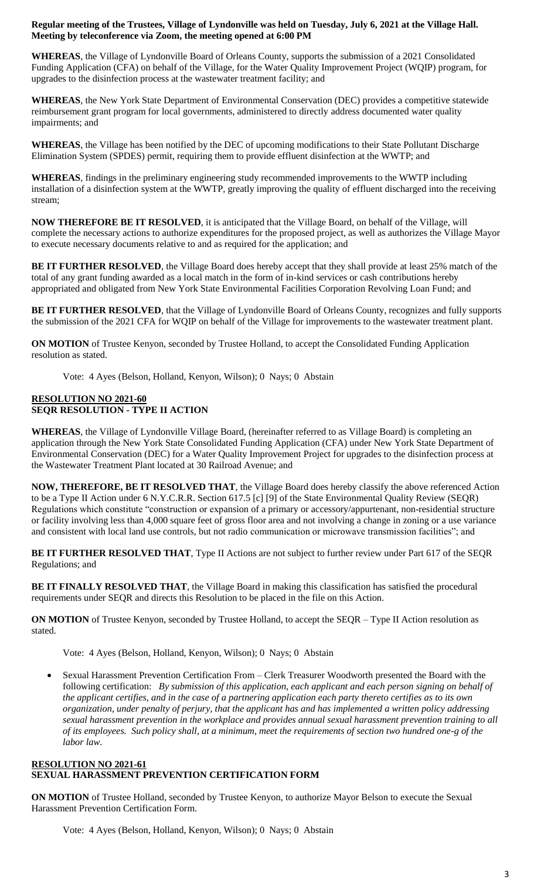**Regular meeting of the Trustees, Village of Lyndonville was held on Tuesday, July 6, 2021 at the Village Hall. Meeting by teleconference via Zoom, the meeting opened at 6:00 PM**

**WHEREAS**, the Village of Lyndonville Board of Orleans County, supports the submission of a 2021 Consolidated Funding Application (CFA) on behalf of the Village, for the Water Quality Improvement Project (WQIP) program, for upgrades to the disinfection process at the wastewater treatment facility; and

**WHEREAS**, the New York State Department of Environmental Conservation (DEC) provides a competitive statewide reimbursement grant program for local governments, administered to directly address documented water quality impairments; and

**WHEREAS**, the Village has been notified by the DEC of upcoming modifications to their State Pollutant Discharge Elimination System (SPDES) permit, requiring them to provide effluent disinfection at the WWTP; and

**WHEREAS**, findings in the preliminary engineering study recommended improvements to the WWTP including installation of a disinfection system at the WWTP, greatly improving the quality of effluent discharged into the receiving stream;

**NOW THEREFORE BE IT RESOLVED**, it is anticipated that the Village Board, on behalf of the Village, will complete the necessary actions to authorize expenditures for the proposed project, as well as authorizes the Village Mayor to execute necessary documents relative to and as required for the application; and

**BE IT FURTHER RESOLVED**, the Village Board does hereby accept that they shall provide at least 25% match of the total of any grant funding awarded as a local match in the form of in-kind services or cash contributions hereby appropriated and obligated from New York State Environmental Facilities Corporation Revolving Loan Fund; and

**BE IT FURTHER RESOLVED**, that the Village of Lyndonville Board of Orleans County, recognizes and fully supports the submission of the 2021 CFA for WQIP on behalf of the Village for improvements to the wastewater treatment plant.

**ON MOTION** of Trustee Kenyon, seconded by Trustee Holland, to accept the Consolidated Funding Application resolution as stated.

Vote: 4 Ayes (Belson, Holland, Kenyon, Wilson); 0 Nays; 0 Abstain

**RESOLUTION NO 2021-60**
**SEQR RESOLUTION - TYPE II ACTION**

**WHEREAS**, the Village of Lyndonville Village Board, (hereinafter referred to as Village Board) is completing an application through the New York State Consolidated Funding Application (CFA) under New York State Department of Environmental Conservation (DEC) for a Water Quality Improvement Project for upgrades to the disinfection process at the Wastewater Treatment Plant located at 30 Railroad Avenue; and

**NOW, THEREFORE, BE IT RESOLVED THAT**, the Village Board does hereby classify the above referenced Action to be a Type II Action under 6 N.Y.C.R.R. Section 617.5 [c] [9] of the State Environmental Quality Review (SEQR) Regulations which constitute "construction or expansion of a primary or accessory/appurtenant, non-residential structure or facility involving less than 4,000 square feet of gross floor area and not involving a change in zoning or a use variance and consistent with local land use controls, but not radio communication or microwave transmission facilities"; and

**BE IT FURTHER RESOLVED THAT**, Type II Actions are not subject to further review under Part 617 of the SEQR Regulations; and

**BE IT FINALLY RESOLVED THAT**, the Village Board in making this classification has satisfied the procedural requirements under SEQR and directs this Resolution to be placed in the file on this Action.

**ON MOTION** of Trustee Kenyon, seconded by Trustee Holland, to accept the SEQR – Type II Action resolution as stated.

Vote: 4 Ayes (Belson, Holland, Kenyon, Wilson); 0 Nays; 0 Abstain

- Sexual Harassment Prevention Certification From – Clerk Treasurer Woodworth presented the Board with the following certification: *By submission of this application, each applicant and each person signing on behalf of the applicant certifies, and in the case of a partnering application each party thereto certifies as to its own organization, under penalty of perjury, that the applicant has and has implemented a written policy addressing sexual harassment prevention in the workplace and provides annual sexual harassment prevention training to all of its employees. Such policy shall, at a minimum, meet the requirements of section two hundred one-g of the labor law.*

**RESOLUTION NO 2021-61**
**SEXUAL HARASSMENT PREVENTION CERTIFICATION FORM**

**ON MOTION** of Trustee Holland, seconded by Trustee Kenyon, to authorize Mayor Belson to execute the Sexual Harassment Prevention Certification Form.

Vote: 4 Ayes (Belson, Holland, Kenyon, Wilson); 0 Nays; 0 Abstain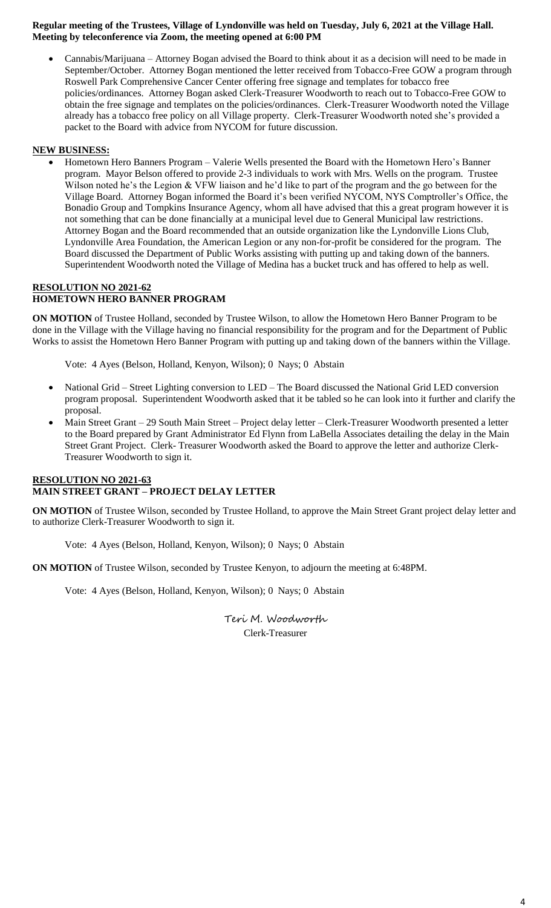**Regular meeting of the Trustees, Village of Lyndonville was held on Tuesday, July 6, 2021 at the Village Hall. Meeting by teleconference via Zoom, the meeting opened at 6:00 PM**

- Cannabis/Marijuana – Attorney Bogan advised the Board to think about it as a decision will need to be made in September/October. Attorney Bogan mentioned the letter received from Tobacco-Free GOW a program through Roswell Park Comprehensive Cancer Center offering free signage and templates for tobacco free policies/ordinances. Attorney Bogan asked Clerk-Treasurer Woodworth to reach out to Tobacco-Free GOW to obtain the free signage and templates on the policies/ordinances. Clerk-Treasurer Woodworth noted the Village already has a tobacco free policy on all Village property. Clerk-Treasurer Woodworth noted she's provided a packet to the Board with advice from NYCOM for future discussion.

**NEW BUSINESS:**

- Hometown Hero Banners Program – Valerie Wells presented the Board with the Hometown Hero's Banner program. Mayor Belson offered to provide 2-3 individuals to work with Mrs. Wells on the program. Trustee Wilson noted he's the Legion & VFW liaison and he'd like to part of the program and the go between for the Village Board. Attorney Bogan informed the Board it's been verified NYCOM, NYS Comptroller's Office, the Bonadio Group and Tompkins Insurance Agency, whom all have advised that this a great program however it is not something that can be done financially at a municipal level due to General Municipal law restrictions. Attorney Bogan and the Board recommended that an outside organization like the Lyndonville Lions Club, Lyndonville Area Foundation, the American Legion or any non-for-profit be considered for the program. The Board discussed the Department of Public Works assisting with putting up and taking down of the banners. Superintendent Woodworth noted the Village of Medina has a bucket truck and has offered to help as well.

**RESOLUTION NO 2021-62**
**HOMETOWN HERO BANNER PROGRAM**

**ON MOTION** of Trustee Holland, seconded by Trustee Wilson, to allow the Hometown Hero Banner Program to be done in the Village with the Village having no financial responsibility for the program and for the Department of Public Works to assist the Hometown Hero Banner Program with putting up and taking down of the banners within the Village.

Vote: 4 Ayes (Belson, Holland, Kenyon, Wilson); 0 Nays; 0 Abstain

- National Grid – Street Lighting conversion to LED – The Board discussed the National Grid LED conversion program proposal. Superintendent Woodworth asked that it be tabled so he can look into it further and clarify the proposal.
- Main Street Grant – 29 South Main Street – Project delay letter – Clerk-Treasurer Woodworth presented a letter to the Board prepared by Grant Administrator Ed Flynn from LaBella Associates detailing the delay in the Main Street Grant Project. Clerk- Treasurer Woodworth asked the Board to approve the letter and authorize Clerk-Treasurer Woodworth to sign it.

**RESOLUTION NO 2021-63**
**MAIN STREET GRANT – PROJECT DELAY LETTER**

**ON MOTION** of Trustee Wilson, seconded by Trustee Holland, to approve the Main Street Grant project delay letter and to authorize Clerk-Treasurer Woodworth to sign it.

Vote: 4 Ayes (Belson, Holland, Kenyon, Wilson); 0 Nays; 0 Abstain

**ON MOTION** of Trustee Wilson, seconded by Trustee Kenyon, to adjourn the meeting at 6:48PM.

Vote: 4 Ayes (Belson, Holland, Kenyon, Wilson); 0 Nays; 0 Abstain

Teri M. Woodworth
Clerk-Treasurer